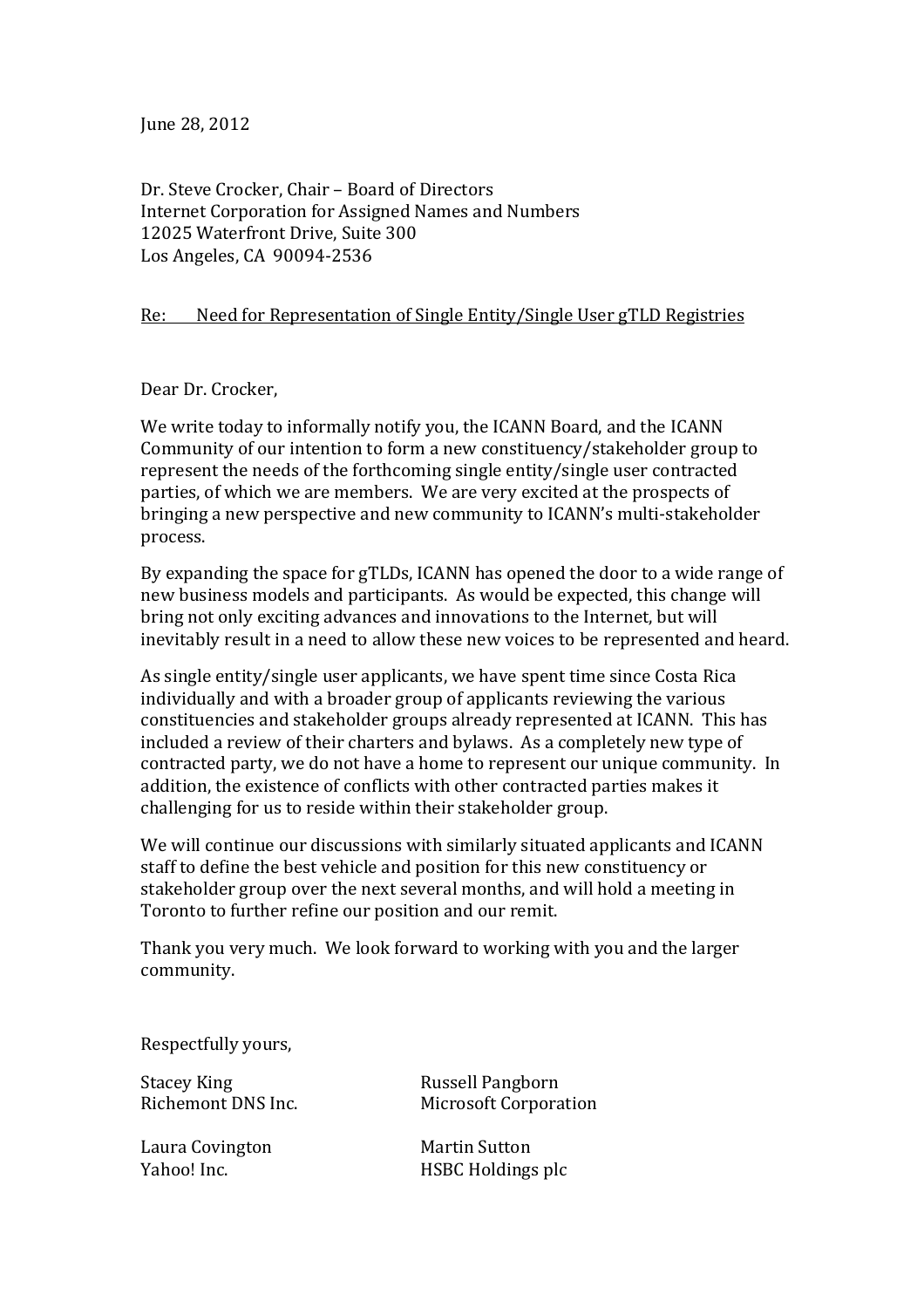June 28, 2012

Dr. Steve Crocker, Chair – Board of Directors
Internet Corporation for Assigned Names and Numbers
12025 Waterfront Drive, Suite 300
Los Angeles, CA 90094-2536

Re: Need for Representation of Single Entity/Single User gTLD Registries

Dear Dr. Crocker,

We write today to informally notify you, the ICANN Board, and the ICANN Community of our intention to form a new constituency/stakeholder group to represent the needs of the forthcoming single entity/single user contracted parties, of which we are members. We are very excited at the prospects of bringing a new perspective and new community to ICANN's multi-stakeholder process.

By expanding the space for gTLDs, ICANN has opened the door to a wide range of new business models and participants. As would be expected, this change will bring not only exciting advances and innovations to the Internet, but will inevitably result in a need to allow these new voices to be represented and heard.

As single entity/single user applicants, we have spent time since Costa Rica individually and with a broader group of applicants reviewing the various constituencies and stakeholder groups already represented at ICANN. This has included a review of their charters and bylaws. As a completely new type of contracted party, we do not have a home to represent our unique community. In addition, the existence of conflicts with other contracted parties makes it challenging for us to reside within their stakeholder group.

We will continue our discussions with similarly situated applicants and ICANN staff to define the best vehicle and position for this new constituency or stakeholder group over the next several months, and will hold a meeting in Toronto to further refine our position and our remit.

Thank you very much. We look forward to working with you and the larger community.

Respectfully yours,

Stacey King
Richemont DNS Inc.

Russell Pangborn
Microsoft Corporation

Laura Covington
Yahoo! Inc.

Martin Sutton
HSBC Holdings plc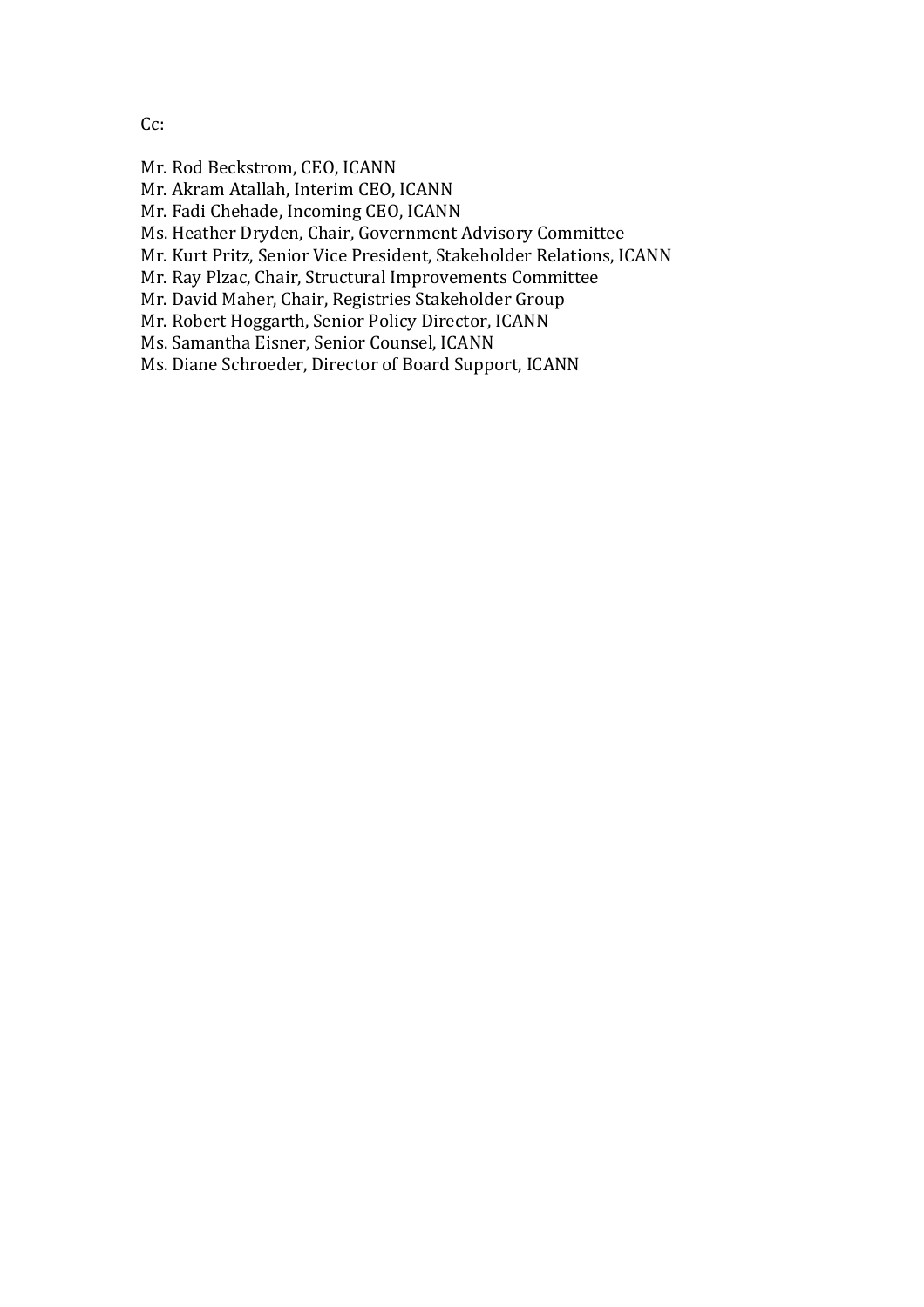Cc:

Mr. Rod Beckstrom, CEO, ICANN
Mr. Akram Atallah, Interim CEO, ICANN
Mr. Fadi Chehade, Incoming CEO, ICANN
Ms. Heather Dryden, Chair, Government Advisory Committee
Mr. Kurt Pritz, Senior Vice President, Stakeholder Relations, ICANN
Mr. Ray Plzac, Chair, Structural Improvements Committee
Mr. David Maher, Chair, Registries Stakeholder Group
Mr. Robert Hoggarth, Senior Policy Director, ICANN
Ms. Samantha Eisner, Senior Counsel, ICANN
Ms. Diane Schroeder, Director of Board Support, ICANN